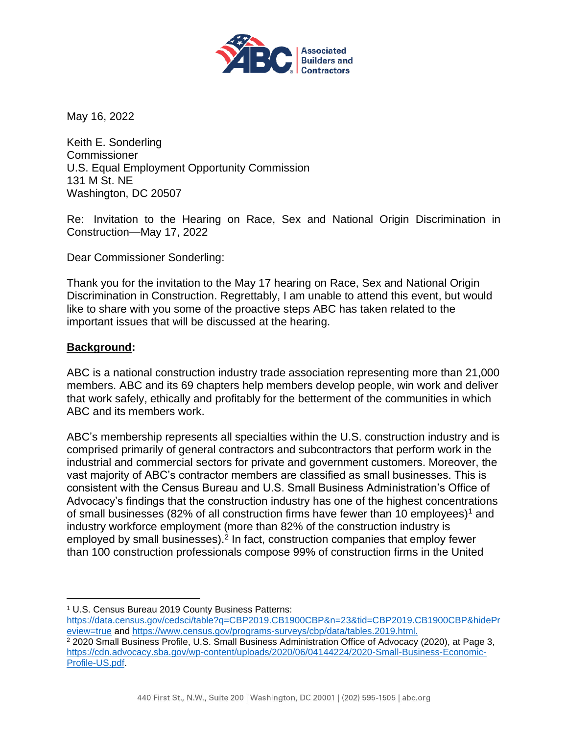May 16, 2022

Keith E. Sonderling
Commissioner
U.S. Equal Employment Opportunity Commission
131 M St. NE
Washington, DC 20507

Re: Invitation to the Hearing on Race, Sex and National Origin Discrimination in Construction—May 17, 2022

Dear Commissioner Sonderling:

Thank you for the invitation to the May 17 hearing on Race, Sex and National Origin Discrimination in Construction. Regrettably, I am unable to attend this event, but would like to share with you some of the proactive steps ABC has taken related to the important issues that will be discussed at the hearing.

**Background:**

ABC is a national construction industry trade association representing more than 21,000 members. ABC and its 69 chapters help members develop people, win work and deliver that work safely, ethically and profitably for the betterment of the communities in which ABC and its members work.

ABC's membership represents all specialties within the U.S. construction industry and is comprised primarily of general contractors and subcontractors that perform work in the industrial and commercial sectors for private and government customers. Moreover, the vast majority of ABC's contractor members are classified as small businesses. This is consistent with the Census Bureau and U.S. Small Business Administration's Office of Advocacy's findings that the construction industry has one of the highest concentrations of small businesses (82% of all construction firms have fewer than 10 employees)[1] and industry workforce employment (more than 82% of the construction industry is employed by small businesses).[2] In fact, construction companies that employ fewer than 100 construction professionals compose 99% of construction firms in the United

---

[1] U.S. Census Bureau 2019 County Business Patterns: https://data.census.gov/cedsci/table?q=CBP2019.CB1900CBP&n=23&tid=CBP2019.CB1900CBP&hidePreview=true and https://www.census.gov/programs-surveys/cbp/data/tables.2019.html.

[2] 2020 Small Business Profile, U.S. Small Business Administration Office of Advocacy (2020), at Page 3, https://cdn.advocacy.sba.gov/wp-content/uploads/2020/06/04144224/2020-Small-Business-Economic-Profile-US.pdf.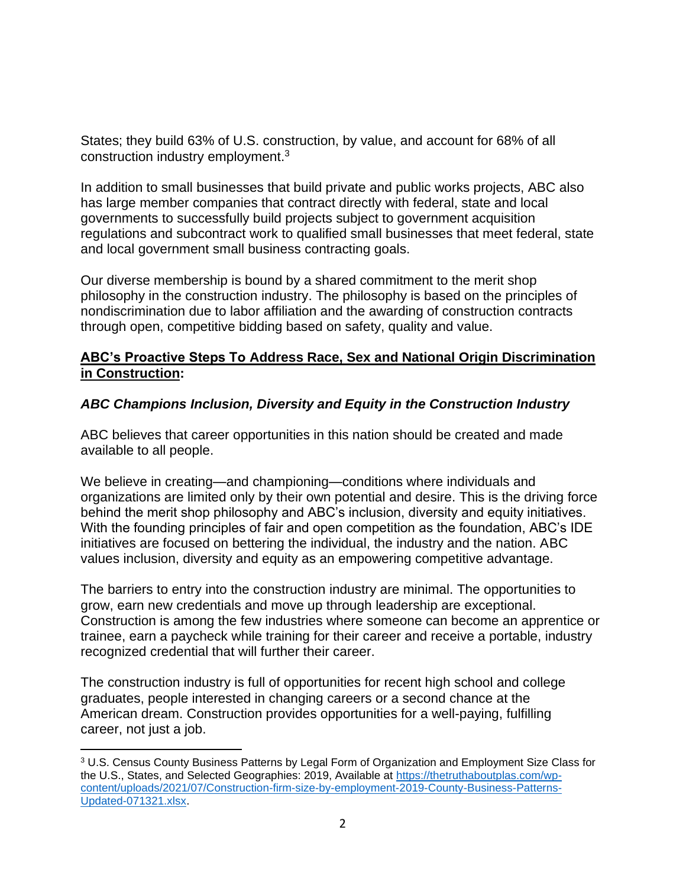States; they build 63% of U.S. construction, by value, and account for 68% of all construction industry employment.[3]

In addition to small businesses that build private and public works projects, ABC also has large member companies that contract directly with federal, state and local governments to successfully build projects subject to government acquisition regulations and subcontract work to qualified small businesses that meet federal, state and local government small business contracting goals.

Our diverse membership is bound by a shared commitment to the merit shop philosophy in the construction industry. The philosophy is based on the principles of nondiscrimination due to labor affiliation and the awarding of construction contracts through open, competitive bidding based on safety, quality and value.

**ABC's Proactive Steps To Address Race, Sex and National Origin Discrimination in Construction:**

***ABC Champions Inclusion, Diversity and Equity in the Construction Industry***

ABC believes that career opportunities in this nation should be created and made available to all people.

We believe in creating—and championing—conditions where individuals and organizations are limited only by their own potential and desire. This is the driving force behind the merit shop philosophy and ABC's inclusion, diversity and equity initiatives. With the founding principles of fair and open competition as the foundation, ABC's IDE initiatives are focused on bettering the individual, the industry and the nation. ABC values inclusion, diversity and equity as an empowering competitive advantage.

The barriers to entry into the construction industry are minimal. The opportunities to grow, earn new credentials and move up through leadership are exceptional. Construction is among the few industries where someone can become an apprentice or trainee, earn a paycheck while training for their career and receive a portable, industry recognized credential that will further their career.

The construction industry is full of opportunities for recent high school and college graduates, people interested in changing careers or a second chance at the American dream. Construction provides opportunities for a well-paying, fulfilling career, not just a job.

---

[3] U.S. Census County Business Patterns by Legal Form of Organization and Employment Size Class for the U.S., States, and Selected Geographies: 2019, Available at https://thetruthaboutplas.com/wp-content/uploads/2021/07/Construction-firm-size-by-employment-2019-County-Business-Patterns-Updated-071321.xlsx.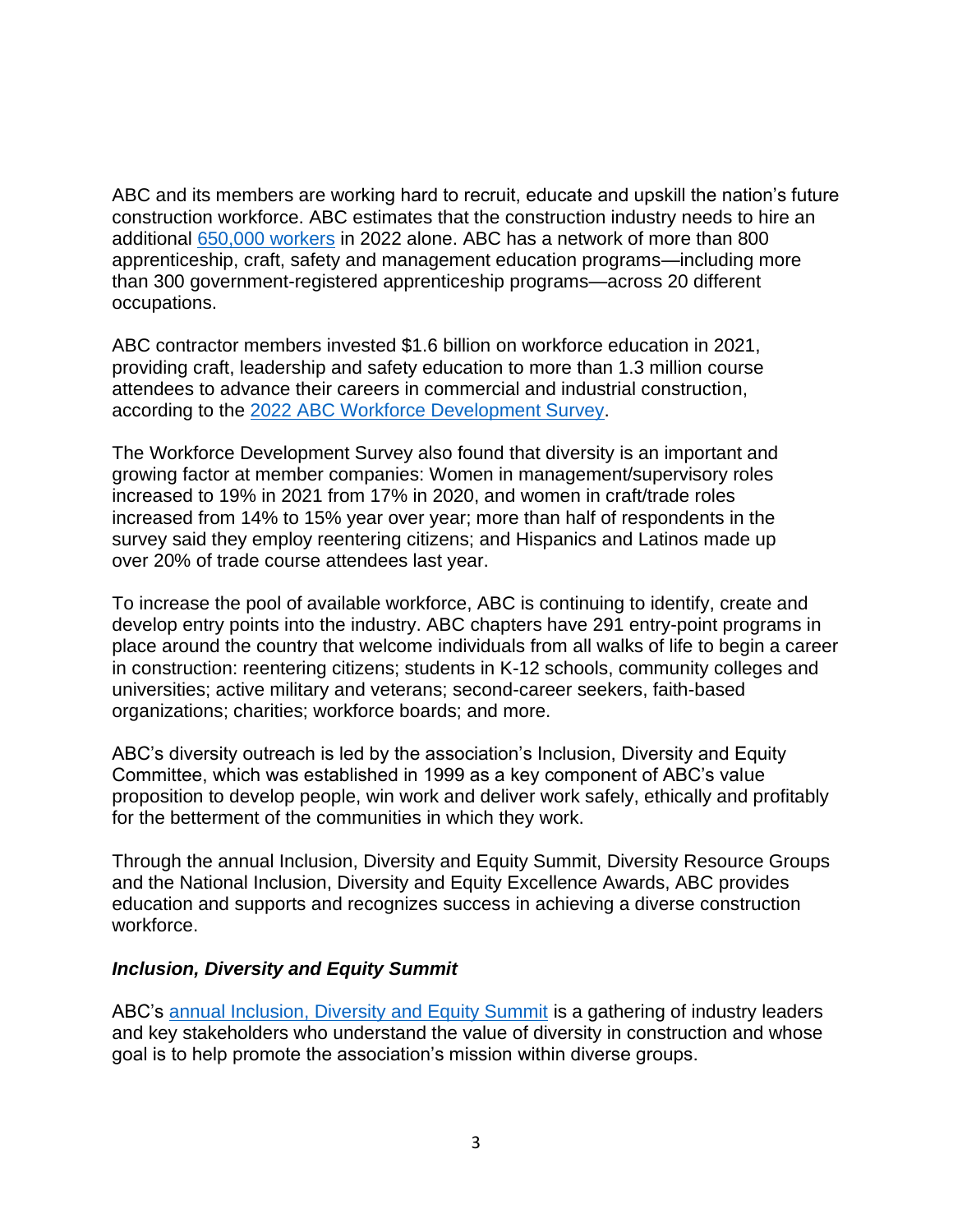ABC and its members are working hard to recruit, educate and upskill the nation's future construction workforce. ABC estimates that the construction industry needs to hire an additional [650,000 workers](#) in 2022 alone. ABC has a network of more than 800 apprenticeship, craft, safety and management education programs—including more than 300 government-registered apprenticeship programs—across 20 different occupations.

ABC contractor members invested $1.6 billion on workforce education in 2021, providing craft, leadership and safety education to more than 1.3 million course attendees to advance their careers in commercial and industrial construction, according to the [2022 ABC Workforce Development Survey](#).

The Workforce Development Survey also found that diversity is an important and growing factor at member companies: Women in management/supervisory roles increased to 19% in 2021 from 17% in 2020, and women in craft/trade roles increased from 14% to 15% year over year; more than half of respondents in the survey said they employ reentering citizens; and Hispanics and Latinos made up over 20% of trade course attendees last year.

To increase the pool of available workforce, ABC is continuing to identify, create and develop entry points into the industry. ABC chapters have 291 entry-point programs in place around the country that welcome individuals from all walks of life to begin a career in construction: reentering citizens; students in K-12 schools, community colleges and universities; active military and veterans; second-career seekers, faith-based organizations; charities; workforce boards; and more.

ABC's diversity outreach is led by the association's Inclusion, Diversity and Equity Committee, which was established in 1999 as a key component of ABC's value proposition to develop people, win work and deliver work safely, ethically and profitably for the betterment of the communities in which they work.

Through the annual Inclusion, Diversity and Equity Summit, Diversity Resource Groups and the National Inclusion, Diversity and Equity Excellence Awards, ABC provides education and supports and recognizes success in achieving a diverse construction workforce.

***Inclusion, Diversity and Equity Summit***

ABC's [annual Inclusion, Diversity and Equity Summit](#) is a gathering of industry leaders and key stakeholders who understand the value of diversity in construction and whose goal is to help promote the association's mission within diverse groups.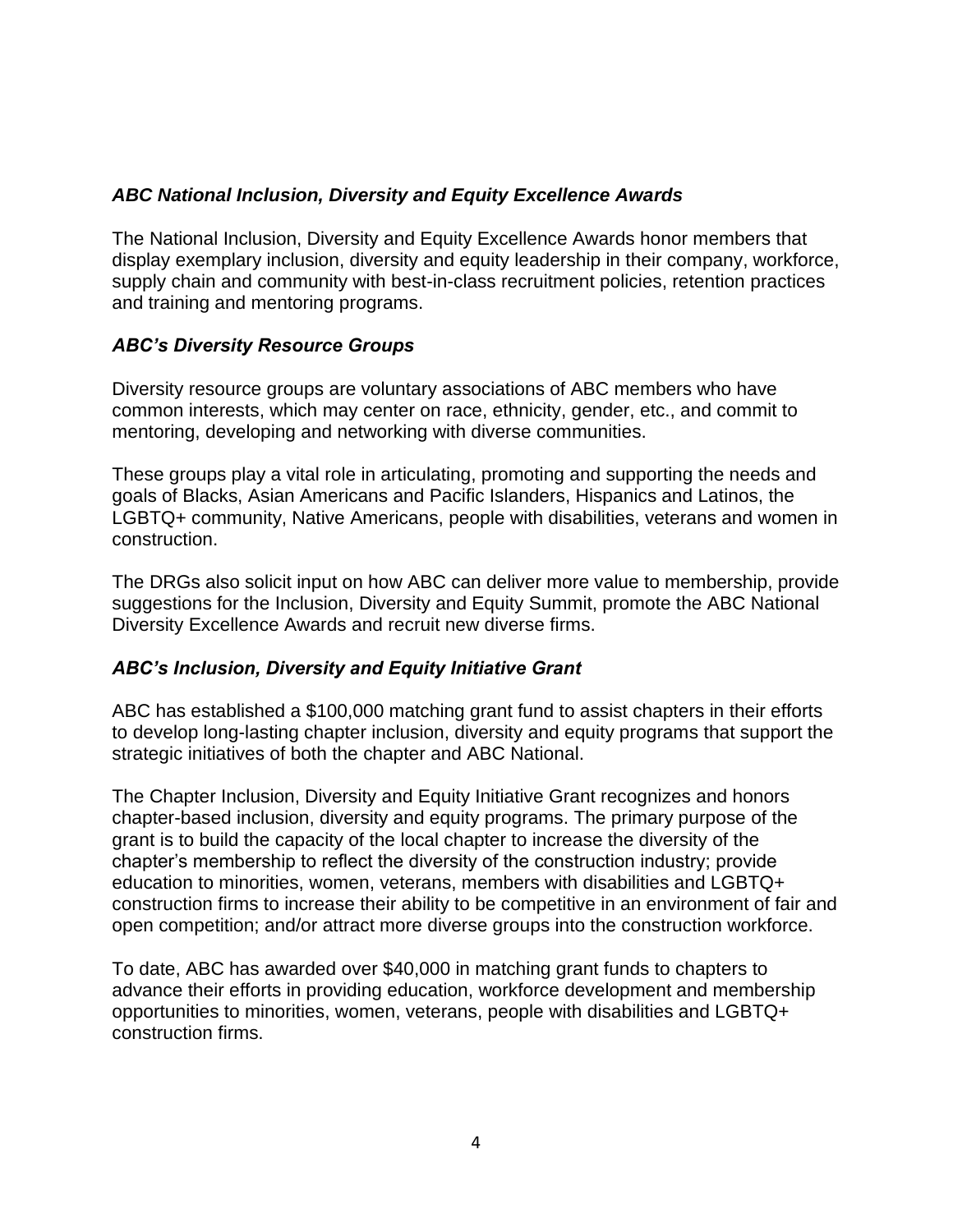### *ABC National Inclusion, Diversity and Equity Excellence Awards*

The National Inclusion, Diversity and Equity Excellence Awards honor members that display exemplary inclusion, diversity and equity leadership in their company, workforce, supply chain and community with best-in-class recruitment policies, retention practices and training and mentoring programs.

### *ABC's Diversity Resource Groups*

Diversity resource groups are voluntary associations of ABC members who have common interests, which may center on race, ethnicity, gender, etc., and commit to mentoring, developing and networking with diverse communities.

These groups play a vital role in articulating, promoting and supporting the needs and goals of Blacks, Asian Americans and Pacific Islanders, Hispanics and Latinos, the LGBTQ+ community, Native Americans, people with disabilities, veterans and women in construction.

The DRGs also solicit input on how ABC can deliver more value to membership, provide suggestions for the Inclusion, Diversity and Equity Summit, promote the ABC National Diversity Excellence Awards and recruit new diverse firms.

### *ABC's Inclusion, Diversity and Equity Initiative Grant*

ABC has established a $100,000 matching grant fund to assist chapters in their efforts to develop long-lasting chapter inclusion, diversity and equity programs that support the strategic initiatives of both the chapter and ABC National.

The Chapter Inclusion, Diversity and Equity Initiative Grant recognizes and honors chapter-based inclusion, diversity and equity programs. The primary purpose of the grant is to build the capacity of the local chapter to increase the diversity of the chapter's membership to reflect the diversity of the construction industry; provide education to minorities, women, veterans, members with disabilities and LGBTQ+ construction firms to increase their ability to be competitive in an environment of fair and open competition; and/or attract more diverse groups into the construction workforce.

To date, ABC has awarded over $40,000 in matching grant funds to chapters to advance their efforts in providing education, workforce development and membership opportunities to minorities, women, veterans, people with disabilities and LGBTQ+ construction firms.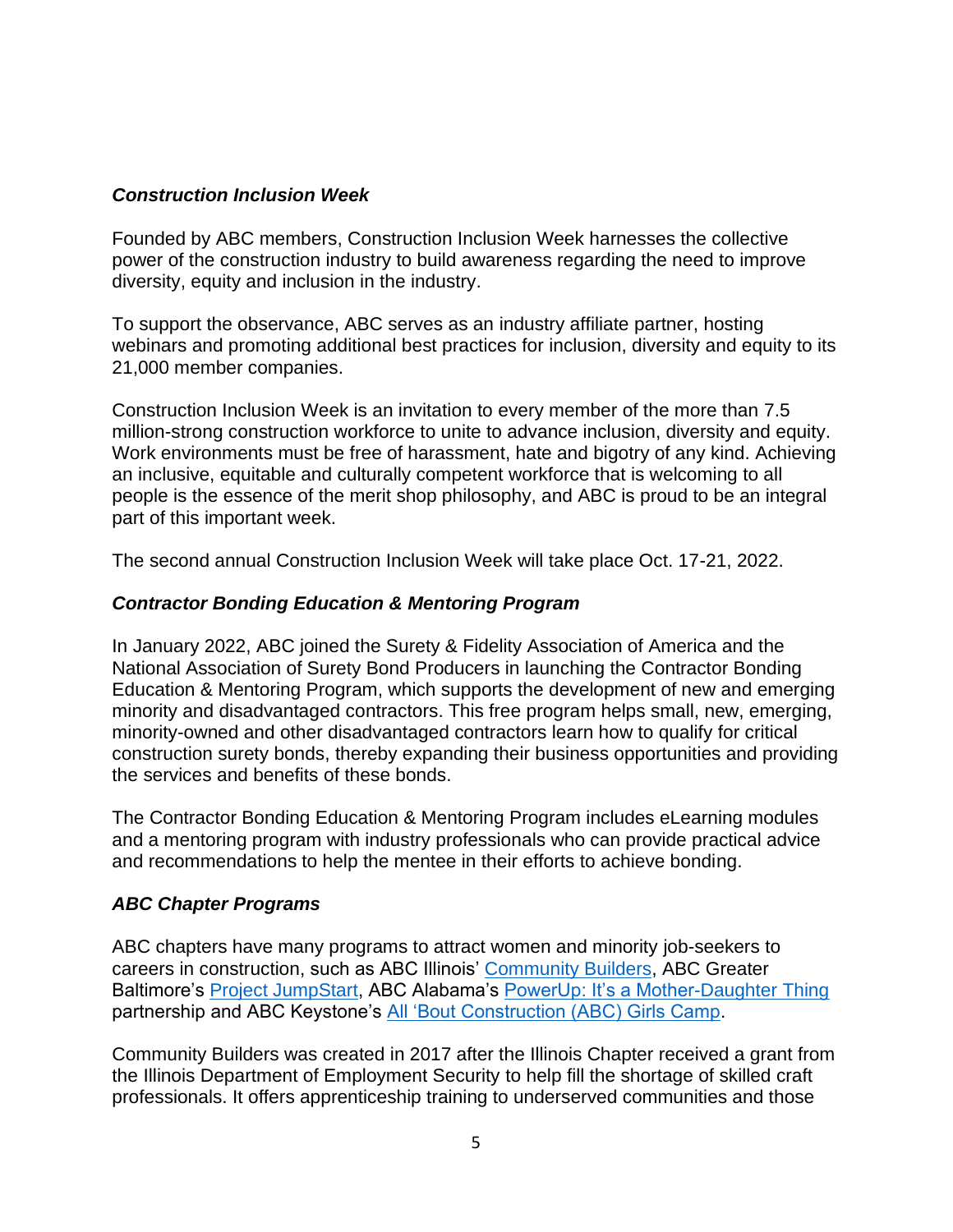### *Construction Inclusion Week*

Founded by ABC members, Construction Inclusion Week harnesses the collective power of the construction industry to build awareness regarding the need to improve diversity, equity and inclusion in the industry.

To support the observance, ABC serves as an industry affiliate partner, hosting webinars and promoting additional best practices for inclusion, diversity and equity to its 21,000 member companies.

Construction Inclusion Week is an invitation to every member of the more than 7.5 million-strong construction workforce to unite to advance inclusion, diversity and equity. Work environments must be free of harassment, hate and bigotry of any kind. Achieving an inclusive, equitable and culturally competent workforce that is welcoming to all people is the essence of the merit shop philosophy, and ABC is proud to be an integral part of this important week.

The second annual Construction Inclusion Week will take place Oct. 17-21, 2022.

### *Contractor Bonding Education & Mentoring Program*

In January 2022, ABC joined the Surety & Fidelity Association of America and the National Association of Surety Bond Producers in launching the Contractor Bonding Education & Mentoring Program, which supports the development of new and emerging minority and disadvantaged contractors. This free program helps small, new, emerging, minority-owned and other disadvantaged contractors learn how to qualify for critical construction surety bonds, thereby expanding their business opportunities and providing the services and benefits of these bonds.

The Contractor Bonding Education & Mentoring Program includes eLearning modules and a mentoring program with industry professionals who can provide practical advice and recommendations to help the mentee in their efforts to achieve bonding.

### *ABC Chapter Programs*

ABC chapters have many programs to attract women and minority job-seekers to careers in construction, such as ABC Illinois' Community Builders, ABC Greater Baltimore's Project JumpStart, ABC Alabama's PowerUp: It's a Mother-Daughter Thing partnership and ABC Keystone's All 'Bout Construction (ABC) Girls Camp.

Community Builders was created in 2017 after the Illinois Chapter received a grant from the Illinois Department of Employment Security to help fill the shortage of skilled craft professionals. It offers apprenticeship training to underserved communities and those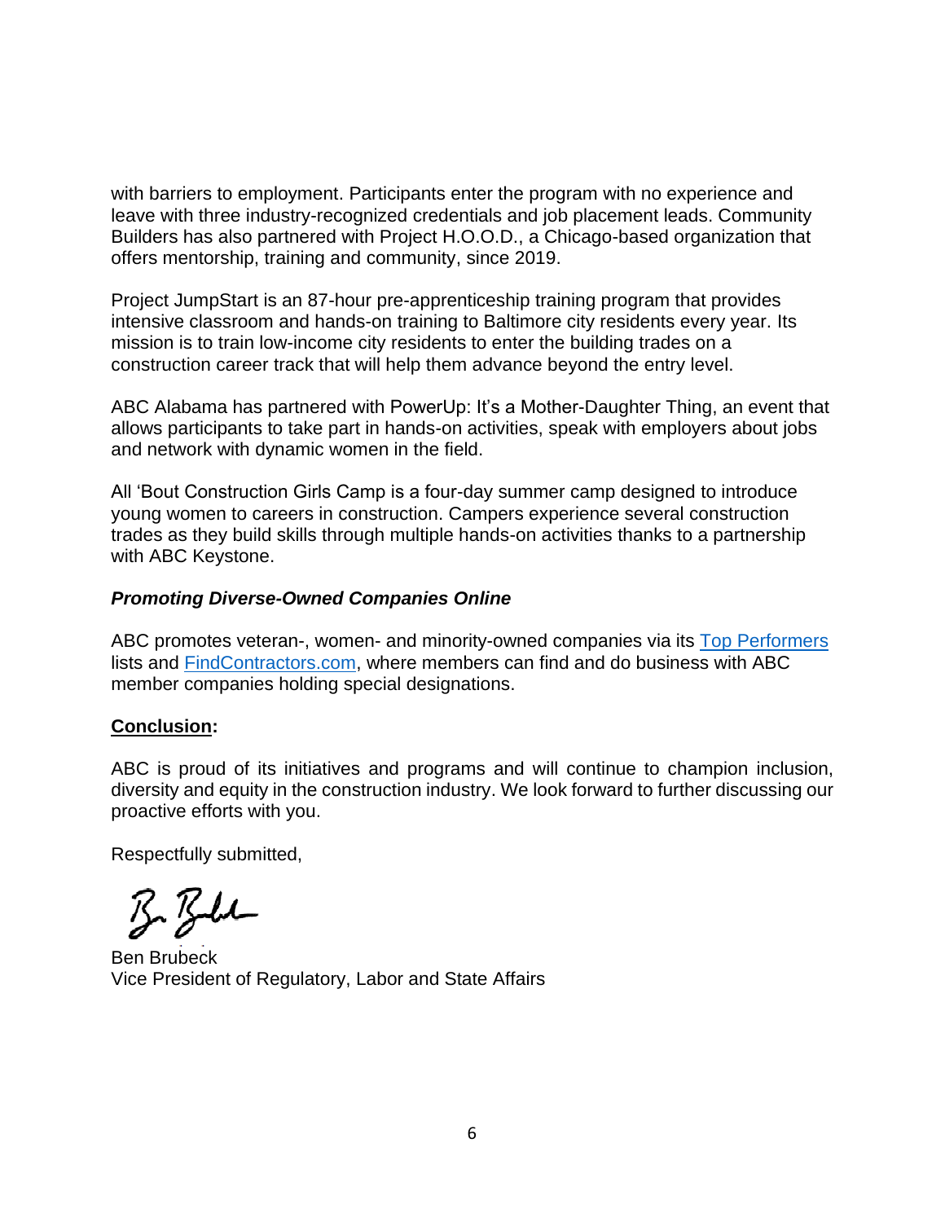with barriers to employment. Participants enter the program with no experience and leave with three industry-recognized credentials and job placement leads. Community Builders has also partnered with Project H.O.O.D., a Chicago-based organization that offers mentorship, training and community, since 2019.

Project JumpStart is an 87-hour pre-apprenticeship training program that provides intensive classroom and hands-on training to Baltimore city residents every year. Its mission is to train low-income city residents to enter the building trades on a construction career track that will help them advance beyond the entry level.

ABC Alabama has partnered with PowerUp: It's a Mother-Daughter Thing, an event that allows participants to take part in hands-on activities, speak with employers about jobs and network with dynamic women in the field.

All 'Bout Construction Girls Camp is a four-day summer camp designed to introduce young women to careers in construction. Campers experience several construction trades as they build skills through multiple hands-on activities thanks to a partnership with ABC Keystone.

***Promoting Diverse-Owned Companies Online***

ABC promotes veteran-, women- and minority-owned companies via its Top Performers lists and FindContractors.com, where members can find and do business with ABC member companies holding special designations.

**Conclusion:**

ABC is proud of its initiatives and programs and will continue to champion inclusion, diversity and equity in the construction industry. We look forward to further discussing our proactive efforts with you.

Respectfully submitted,

Ben Brubeck
Vice President of Regulatory, Labor and State Affairs